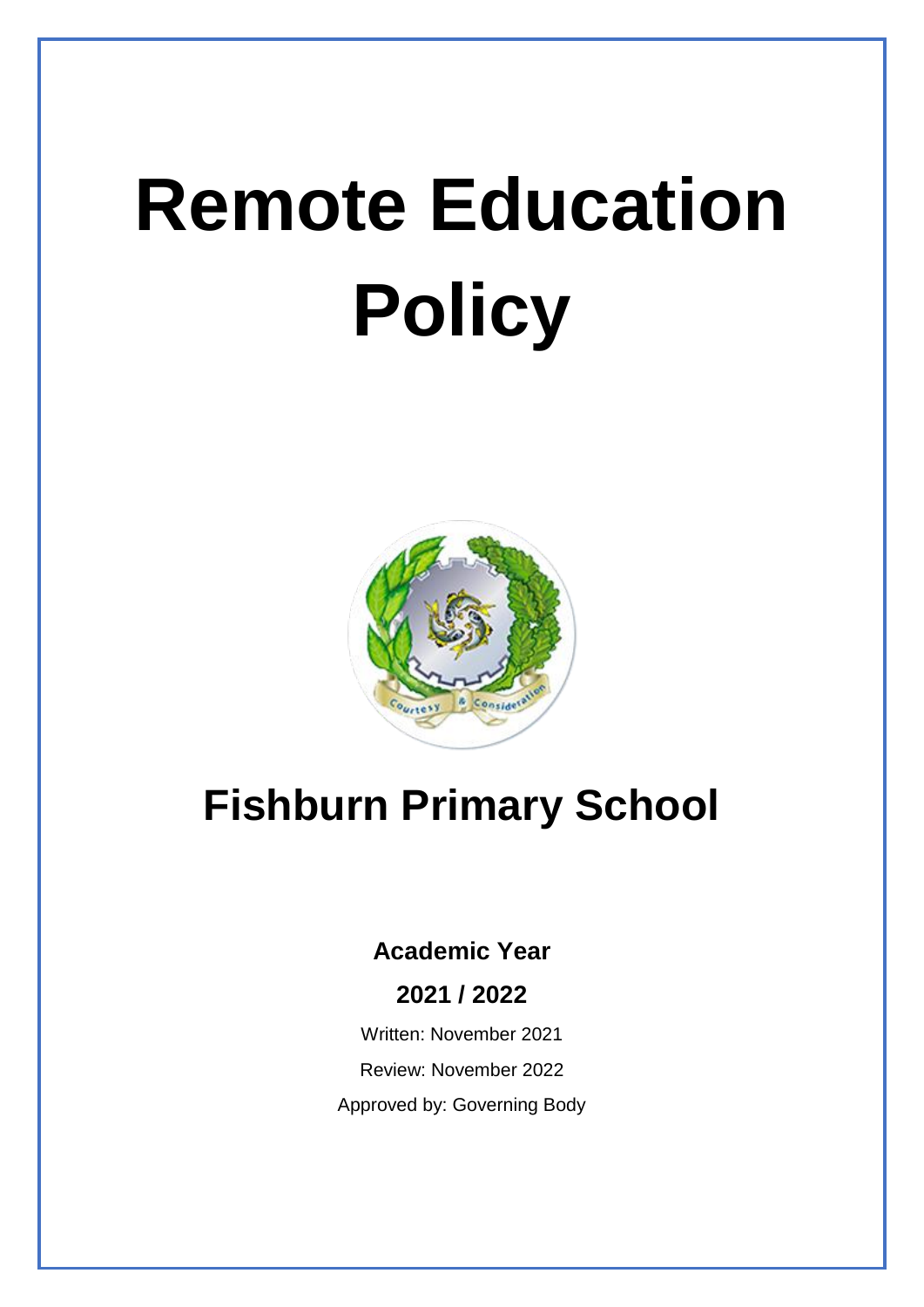# Remote Education Policy

## Fishburn Primary School

**Academic Year**

**2021 / 2022**

Written: November 2021

Review: November 2022

Approved by: Governing Body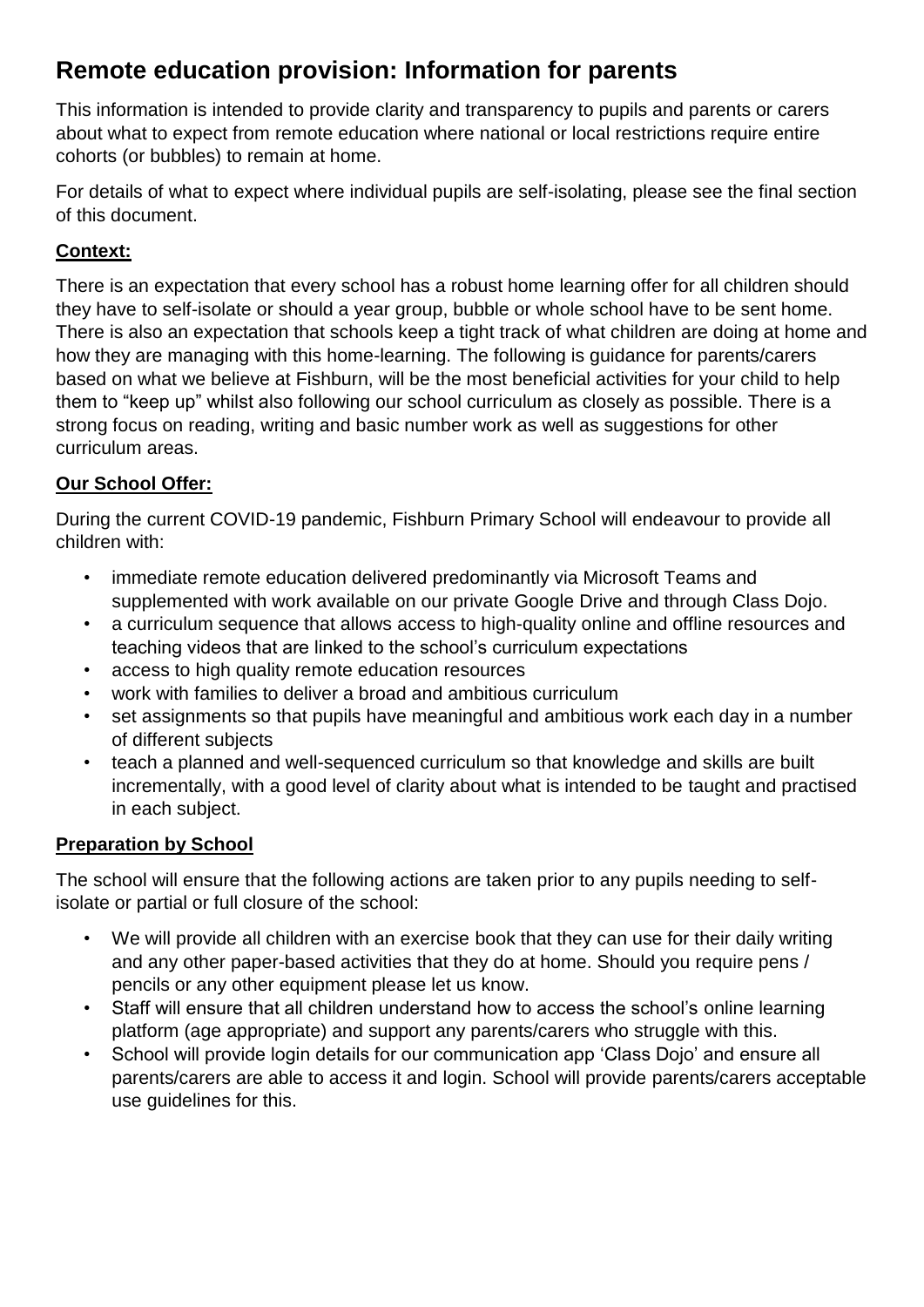# Remote education provision: Information for parents

This information is intended to provide clarity and transparency to pupils and parents or carers about what to expect from remote education where national or local restrictions require entire cohorts (or bubbles) to remain at home.

For details of what to expect where individual pupils are self-isolating, please see the final section of this document.

**Context:**

There is an expectation that every school has a robust home learning offer for all children should they have to self-isolate or should a year group, bubble or whole school have to be sent home. There is also an expectation that schools keep a tight track of what children are doing at home and how they are managing with this home-learning. The following is guidance for parents/carers based on what we believe at Fishburn, will be the most beneficial activities for your child to help them to "keep up" whilst also following our school curriculum as closely as possible. There is a strong focus on reading, writing and basic number work as well as suggestions for other curriculum areas.

**Our School Offer:**

During the current COVID-19 pandemic, Fishburn Primary School will endeavour to provide all children with:

- immediate remote education delivered predominantly via Microsoft Teams and supplemented with work available on our private Google Drive and through Class Dojo.
- a curriculum sequence that allows access to high-quality online and offline resources and teaching videos that are linked to the school's curriculum expectations
- access to high quality remote education resources
- work with families to deliver a broad and ambitious curriculum
- set assignments so that pupils have meaningful and ambitious work each day in a number of different subjects
- teach a planned and well-sequenced curriculum so that knowledge and skills are built incrementally, with a good level of clarity about what is intended to be taught and practised in each subject.

**Preparation by School**

The school will ensure that the following actions are taken prior to any pupils needing to self-isolate or partial or full closure of the school:

- We will provide all children with an exercise book that they can use for their daily writing and any other paper-based activities that they do at home. Should you require pens / pencils or any other equipment please let us know.
- Staff will ensure that all children understand how to access the school's online learning platform (age appropriate) and support any parents/carers who struggle with this.
- School will provide login details for our communication app 'Class Dojo' and ensure all parents/carers are able to access it and login. School will provide parents/carers acceptable use guidelines for this.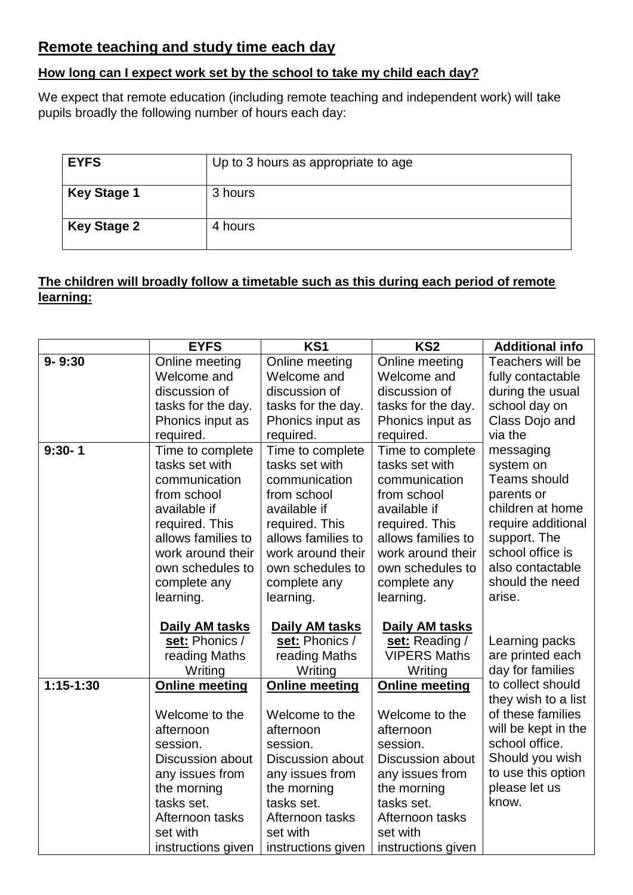## Remote teaching and study time each day

### How long can I expect work set by the school to take my child each day?

We expect that remote education (including remote teaching and independent work) will take pupils broadly the following number of hours each day:

| **EYFS** | Up to 3 hours as appropriate to age |
|---|---|
| **Key Stage 1** | 3 hours |
| **Key Stage 2** | 4 hours |

### The children will broadly follow a timetable such as this during each period of remote learning:

| | EYFS | KS1 | KS2 | Additional info |
|---|---|---|---|---|
| **9- 9:30** | Online meeting Welcome and discussion of tasks for the day. Phonics input as required. | Online meeting Welcome and discussion of tasks for the day. Phonics input as required. | Online meeting Welcome and discussion of tasks for the day. Phonics input as required. | Teachers will be fully contactable during the usual school day on Class Dojo and via the messaging system on Teams should parents or children at home require additional support. The school office is also contactable should the need arise. |
| **9:30- 1** | Time to complete tasks set with communication from school available if required. This allows families to work around their own schedules to complete any learning. **Daily AM tasks set:** Phonics / reading Maths Writing | Time to complete tasks set with communication from school available if required. This allows families to work around their own schedules to complete any learning. **Daily AM tasks set:** Phonics / reading Maths Writing | Time to complete tasks set with communication from school available if required. This allows families to work around their own schedules to complete any learning. **Daily AM tasks set:** Reading / VIPERS Maths Writing | Learning packs are printed each day for families to collect should they wish to a list of these families will be kept in the school office. Should you wish to use this option please let us know. |
| **1:15-1:30** | **Online meeting** Welcome to the afternoon session. Discussion about any issues from the morning tasks set. Afternoon tasks set with instructions given | **Online meeting** Welcome to the afternoon session. Discussion about any issues from the morning tasks set. Afternoon tasks set with instructions given | **Online meeting** Welcome to the afternoon session. Discussion about any issues from the morning tasks set. Afternoon tasks set with instructions given | |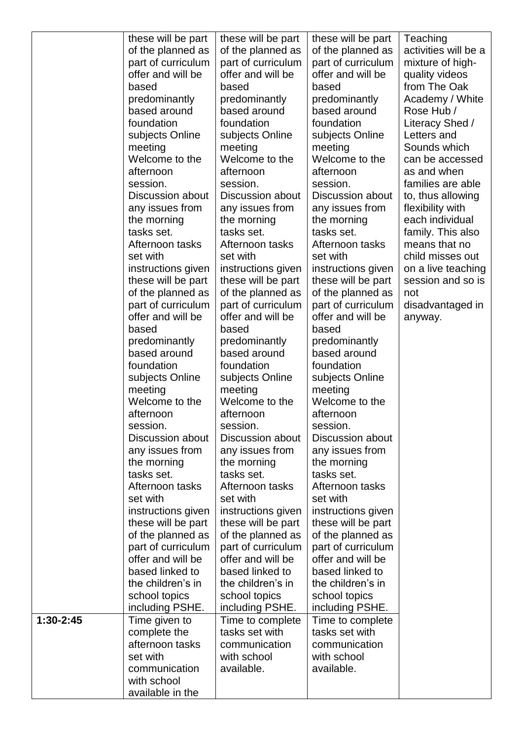| | | | | |
|---|---|---|---|---|
| | these will be part of the planned as part of curriculum offer and will be based predominantly based around foundation subjects Online meeting Welcome to the afternoon session. Discussion about any issues from the morning tasks set. Afternoon tasks set with instructions given these will be part of the planned as part of curriculum offer and will be based predominantly based around foundation subjects Online meeting Welcome to the afternoon session. Discussion about any issues from the morning tasks set. Afternoon tasks set with instructions given these will be part of the planned as part of curriculum offer and will be based linked to the children's in school topics including PSHE. | these will be part of the planned as part of curriculum offer and will be based predominantly based around foundation subjects Online meeting Welcome to the afternoon session. Discussion about any issues from the morning tasks set. Afternoon tasks set with instructions given these will be part of the planned as part of curriculum offer and will be based predominantly based around foundation subjects Online meeting Welcome to the afternoon session. Discussion about any issues from the morning tasks set. Afternoon tasks set with instructions given these will be part of the planned as part of curriculum offer and will be based linked to the children's in school topics including PSHE. | these will be part of the planned as part of curriculum offer and will be based predominantly based around foundation subjects Online meeting Welcome to the afternoon session. Discussion about any issues from the morning tasks set. Afternoon tasks set with instructions given these will be part of the planned as part of curriculum offer and will be based predominantly based around foundation subjects Online meeting Welcome to the afternoon session. Discussion about any issues from the morning tasks set. Afternoon tasks set with instructions given these will be part of the planned as part of curriculum offer and will be based linked to the children's in school topics including PSHE. | Teaching activities will be a mixture of high-quality videos from The Oak Academy / White Rose Hub / Literacy Shed / Letters and Sounds which can be accessed as and when families are able to, thus allowing flexibility with each individual family. This also means that no child misses out on a live teaching session and so is not disadvantaged in anyway. |
| **1:30-2:45** | Time given to complete the afternoon tasks set with communication with school available in the | Time to complete tasks set with communication with school available. | Time to complete tasks set with communication with school available. | |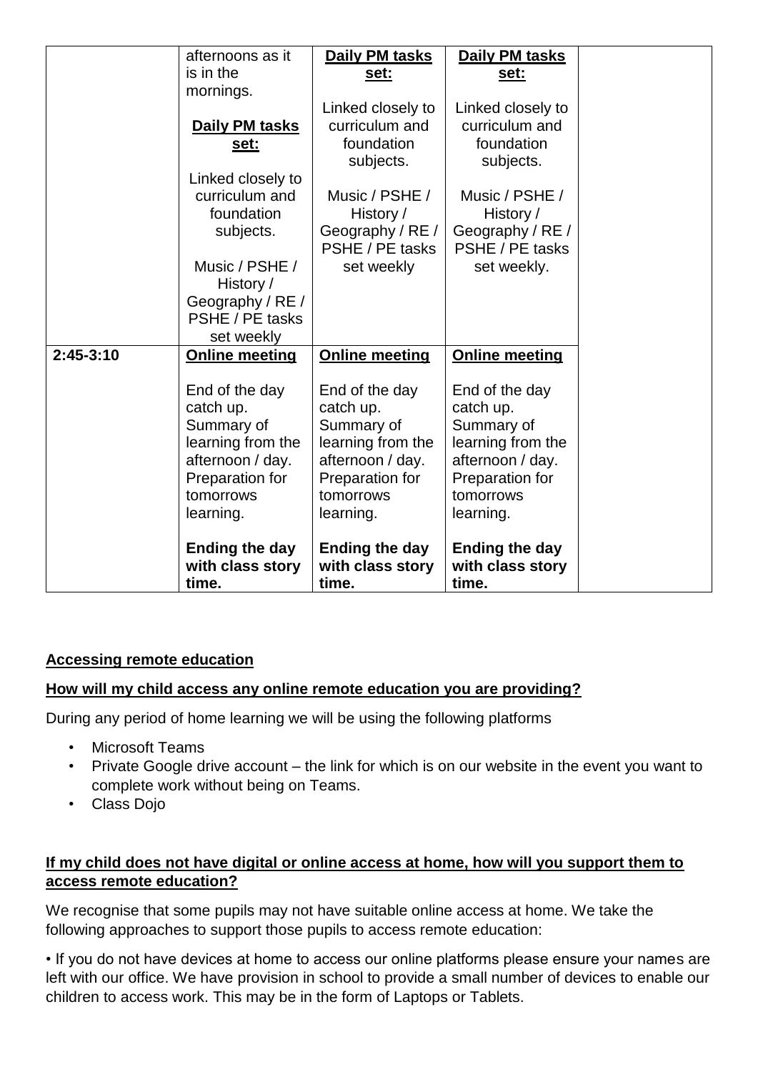| | | | | |
|---|---|---|---|---|
| | afternoons as it is in the mornings.<br><br>**Daily PM tasks set:**<br><br>Linked closely to curriculum and foundation subjects.<br><br>Music / PSHE / History / Geography / RE / PSHE / PE tasks set weekly | **Daily PM tasks set:**<br><br>Linked closely to curriculum and foundation subjects.<br><br>Music / PSHE / History / Geography / RE / PSHE / PE tasks set weekly | **Daily PM tasks set:**<br><br>Linked closely to curriculum and foundation subjects.<br><br>Music / PSHE / History / Geography / RE / PSHE / PE tasks set weekly. | |
| **2:45-3:10** | **Online meeting**<br><br>End of the day catch up.<br>Summary of learning from the afternoon / day.<br>Preparation for tomorrows learning.<br><br>**Ending the day with class story time.** | **Online meeting**<br><br>End of the day catch up.<br>Summary of learning from the afternoon / day.<br>Preparation for tomorrows learning.<br><br>**Ending the day with class story time.** | **Online meeting**<br><br>End of the day catch up.<br>Summary of learning from the afternoon / day.<br>Preparation for tomorrows learning.<br><br>**Ending the day with class story time.** | |

## Accessing remote education

### How will my child access any online remote education you are providing?

During any period of home learning we will be using the following platforms

- Microsoft Teams
- Private Google drive account – the link for which is on our website in the event you want to complete work without being on Teams.
- Class Dojo

### If my child does not have digital or online access at home, how will you support them to access remote education?

We recognise that some pupils may not have suitable online access at home. We take the following approaches to support those pupils to access remote education:

• If you do not have devices at home to access our online platforms please ensure your names are left with our office. We have provision in school to provide a small number of devices to enable our children to access work. This may be in the form of Laptops or Tablets.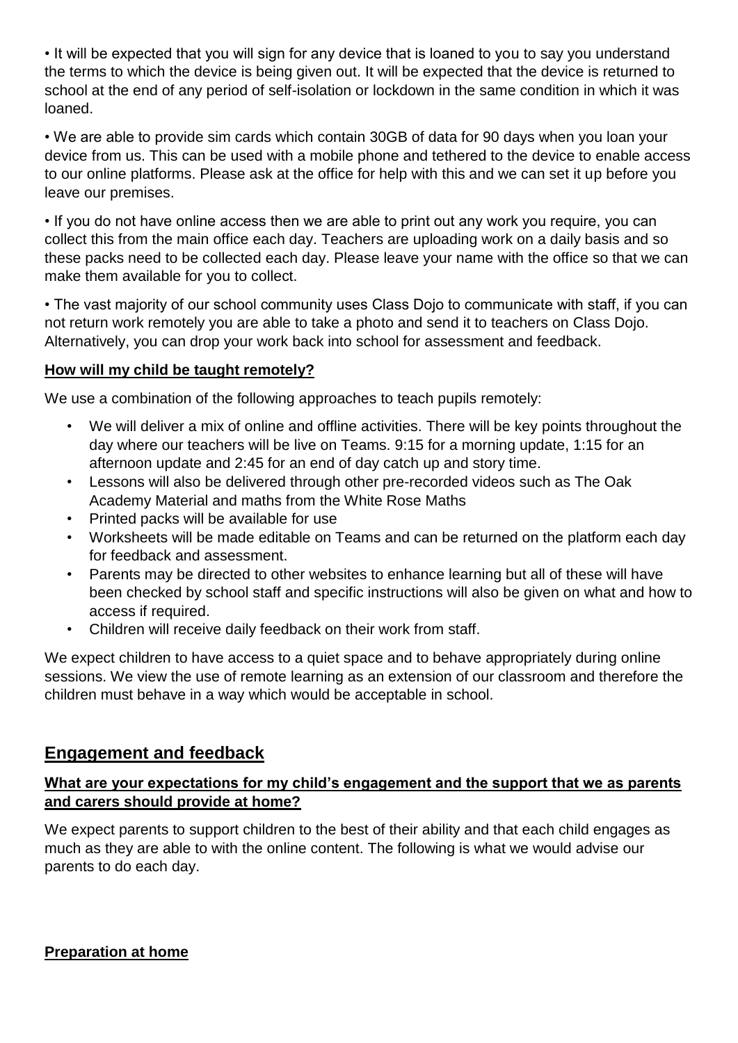• It will be expected that you will sign for any device that is loaned to you to say you understand the terms to which the device is being given out. It will be expected that the device is returned to school at the end of any period of self-isolation or lockdown in the same condition in which it was loaned.

• We are able to provide sim cards which contain 30GB of data for 90 days when you loan your device from us. This can be used with a mobile phone and tethered to the device to enable access to our online platforms. Please ask at the office for help with this and we can set it up before you leave our premises.

• If you do not have online access then we are able to print out any work you require, you can collect this from the main office each day. Teachers are uploading work on a daily basis and so these packs need to be collected each day. Please leave your name with the office so that we can make them available for you to collect.

• The vast majority of our school community uses Class Dojo to communicate with staff, if you can not return work remotely you are able to take a photo and send it to teachers on Class Dojo. Alternatively, you can drop your work back into school for assessment and feedback.

### How will my child be taught remotely?

We use a combination of the following approaches to teach pupils remotely:

- We will deliver a mix of online and offline activities. There will be key points throughout the day where our teachers will be live on Teams. 9:15 for a morning update, 1:15 for an afternoon update and 2:45 for an end of day catch up and story time.
- Lessons will also be delivered through other pre-recorded videos such as The Oak Academy Material and maths from the White Rose Maths
- Printed packs will be available for use
- Worksheets will be made editable on Teams and can be returned on the platform each day for feedback and assessment.
- Parents may be directed to other websites to enhance learning but all of these will have been checked by school staff and specific instructions will also be given on what and how to access if required.
- Children will receive daily feedback on their work from staff.

We expect children to have access to a quiet space and to behave appropriately during online sessions. We view the use of remote learning as an extension of our classroom and therefore the children must behave in a way which would be acceptable in school.

## Engagement and feedback

### What are your expectations for my child's engagement and the support that we as parents and carers should provide at home?

We expect parents to support children to the best of their ability and that each child engages as much as they are able to with the online content. The following is what we would advise our parents to do each day.

### Preparation at home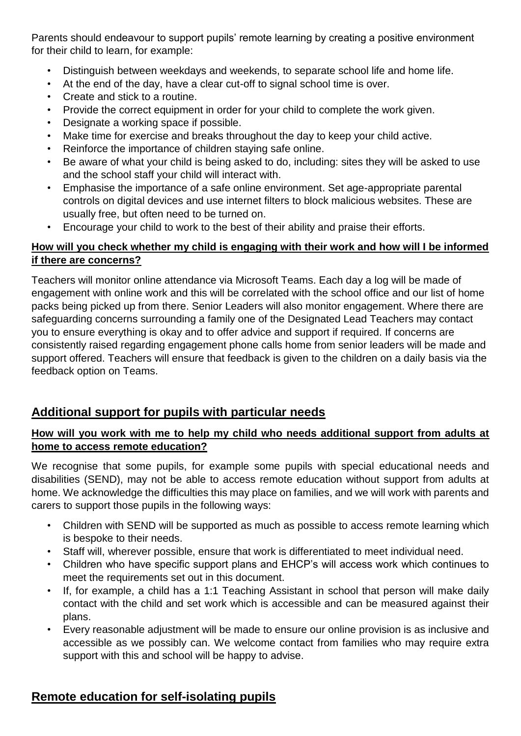Parents should endeavour to support pupils' remote learning by creating a positive environment for their child to learn, for example:

- Distinguish between weekdays and weekends, to separate school life and home life.
- At the end of the day, have a clear cut-off to signal school time is over.
- Create and stick to a routine.
- Provide the correct equipment in order for your child to complete the work given.
- Designate a working space if possible.
- Make time for exercise and breaks throughout the day to keep your child active.
- Reinforce the importance of children staying safe online.
- Be aware of what your child is being asked to do, including: sites they will be asked to use and the school staff your child will interact with.
- Emphasise the importance of a safe online environment. Set age-appropriate parental controls on digital devices and use internet filters to block malicious websites. These are usually free, but often need to be turned on.
- Encourage your child to work to the best of their ability and praise their efforts.

**How will you check whether my child is engaging with their work and how will I be informed if there are concerns?**

Teachers will monitor online attendance via Microsoft Teams. Each day a log will be made of engagement with online work and this will be correlated with the school office and our list of home packs being picked up from there. Senior Leaders will also monitor engagement. Where there are safeguarding concerns surrounding a family one of the Designated Lead Teachers may contact you to ensure everything is okay and to offer advice and support if required. If concerns are consistently raised regarding engagement phone calls home from senior leaders will be made and support offered. Teachers will ensure that feedback is given to the children on a daily basis via the feedback option on Teams.

## Additional support for pupils with particular needs

**How will you work with me to help my child who needs additional support from adults at home to access remote education?**

We recognise that some pupils, for example some pupils with special educational needs and disabilities (SEND), may not be able to access remote education without support from adults at home. We acknowledge the difficulties this may place on families, and we will work with parents and carers to support those pupils in the following ways:

- Children with SEND will be supported as much as possible to access remote learning which is bespoke to their needs.
- Staff will, wherever possible, ensure that work is differentiated to meet individual need.
- Children who have specific support plans and EHCP's will access work which continues to meet the requirements set out in this document.
- If, for example, a child has a 1:1 Teaching Assistant in school that person will make daily contact with the child and set work which is accessible and can be measured against their plans.
- Every reasonable adjustment will be made to ensure our online provision is as inclusive and accessible as we possibly can. We welcome contact from families who may require extra support with this and school will be happy to advise.

## Remote education for self-isolating pupils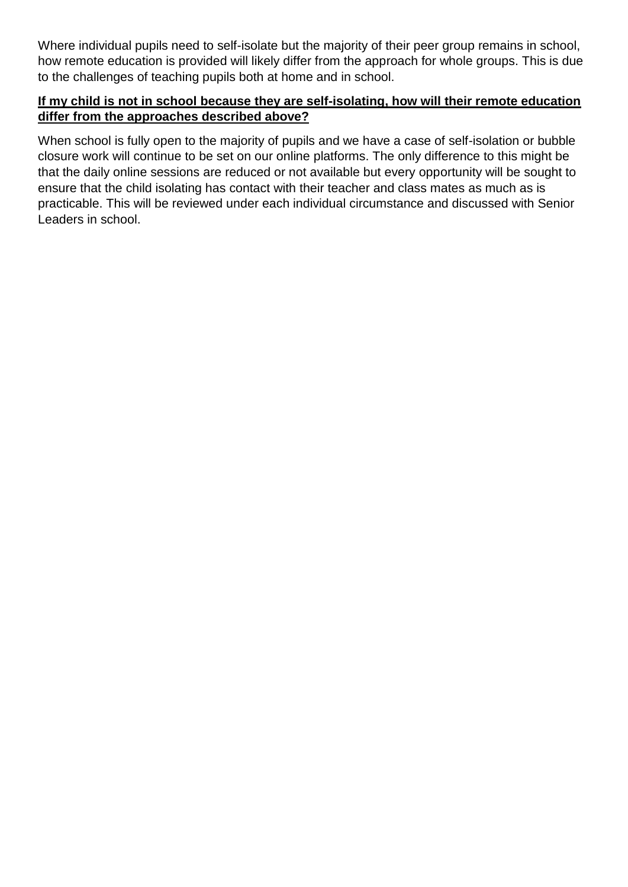Where individual pupils need to self-isolate but the majority of their peer group remains in school, how remote education is provided will likely differ from the approach for whole groups. This is due to the challenges of teaching pupils both at home and in school.

**If my child is not in school because they are self-isolating, how will their remote education differ from the approaches described above?**

When school is fully open to the majority of pupils and we have a case of self-isolation or bubble closure work will continue to be set on our online platforms. The only difference to this might be that the daily online sessions are reduced or not available but every opportunity will be sought to ensure that the child isolating has contact with their teacher and class mates as much as is practicable. This will be reviewed under each individual circumstance and discussed with Senior Leaders in school.